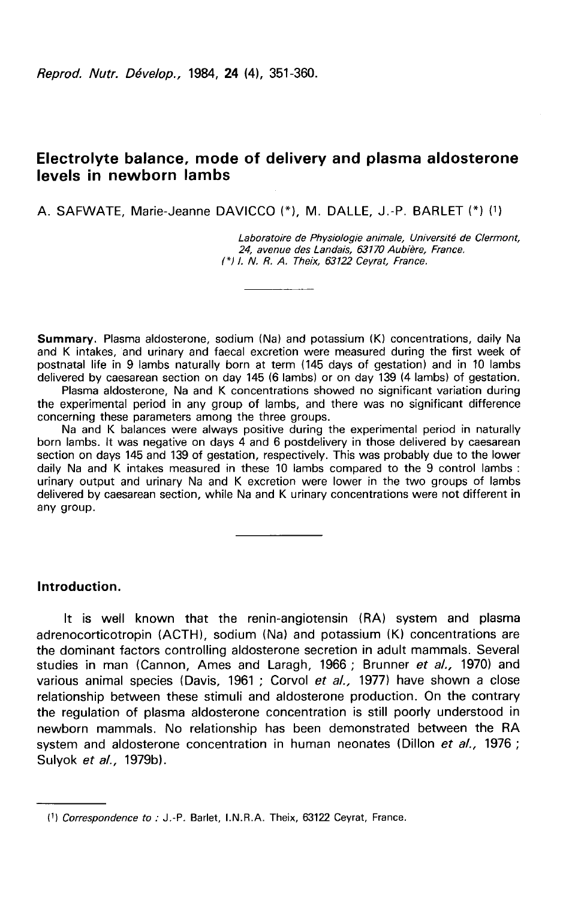# Electrolyte balance, mode of delivery and plasma aldosterone levels in newborn lambs

A. SAFWATE, Marie-Jeanne DAVICCO (*), M. DALLE, J.-P. BARLET (*) [1]

*Laboratoire de Physiologie animale, Université de Clermont, 24, avenue des Landais, 63170 Aubière, France.*
*(\*) I. N. R. A. Theix, 63122 Ceyrat, France.*

---

**Summary.** Plasma aldosterone, sodium (Na) and potassium (K) concentrations, daily Na and K intakes, and urinary and faecal excretion were measured during the first week of postnatal life in 9 lambs naturally born at term (145 days of gestation) and in 10 lambs delivered by caesarean section on day 145 (6 lambs) or on day 139 (4 lambs) of gestation.

Plasma aldosterone, Na and K concentrations showed no significant variation during the experimental period in any group of lambs, and there was no significant difference concerning these parameters among the three groups.

Na and K balances were always positive during the experimental period in naturally born lambs. It was negative on days 4 and 6 postdelivery in those delivered by caesarean section on days 145 and 139 of gestation, respectively. This was probably due to the lower daily Na and K intakes measured in these 10 lambs compared to the 9 control lambs : urinary output and urinary Na and K excretion were lower in the two groups of lambs delivered by caesarean section, while Na and K urinary concentrations were not different in any group.

---

## Introduction.

It is well known that the renin-angiotensin (RA) system and plasma adrenocorticotropin (ACTH), sodium (Na) and potassium (K) concentrations are the dominant factors controlling aldosterone secretion in adult mammals. Several studies in man (Cannon, Ames and Laragh, 1966 ; Brunner *et al.*, 1970) and various animal species (Davis, 1961 ; Corvol *et al.*, 1977) have shown a close relationship between these stimuli and aldosterone production. On the contrary the regulation of plasma aldosterone concentration is still poorly understood in newborn mammals. No relationship has been demonstrated between the RA system and aldosterone concentration in human neonates (Dillon *et al.*, 1976 ; Sulyok *et al.*, 1979b).

---

[1] *Correspondence to :* J.-P. Barlet, I.N.R.A. Theix, 63122 Ceyrat, France.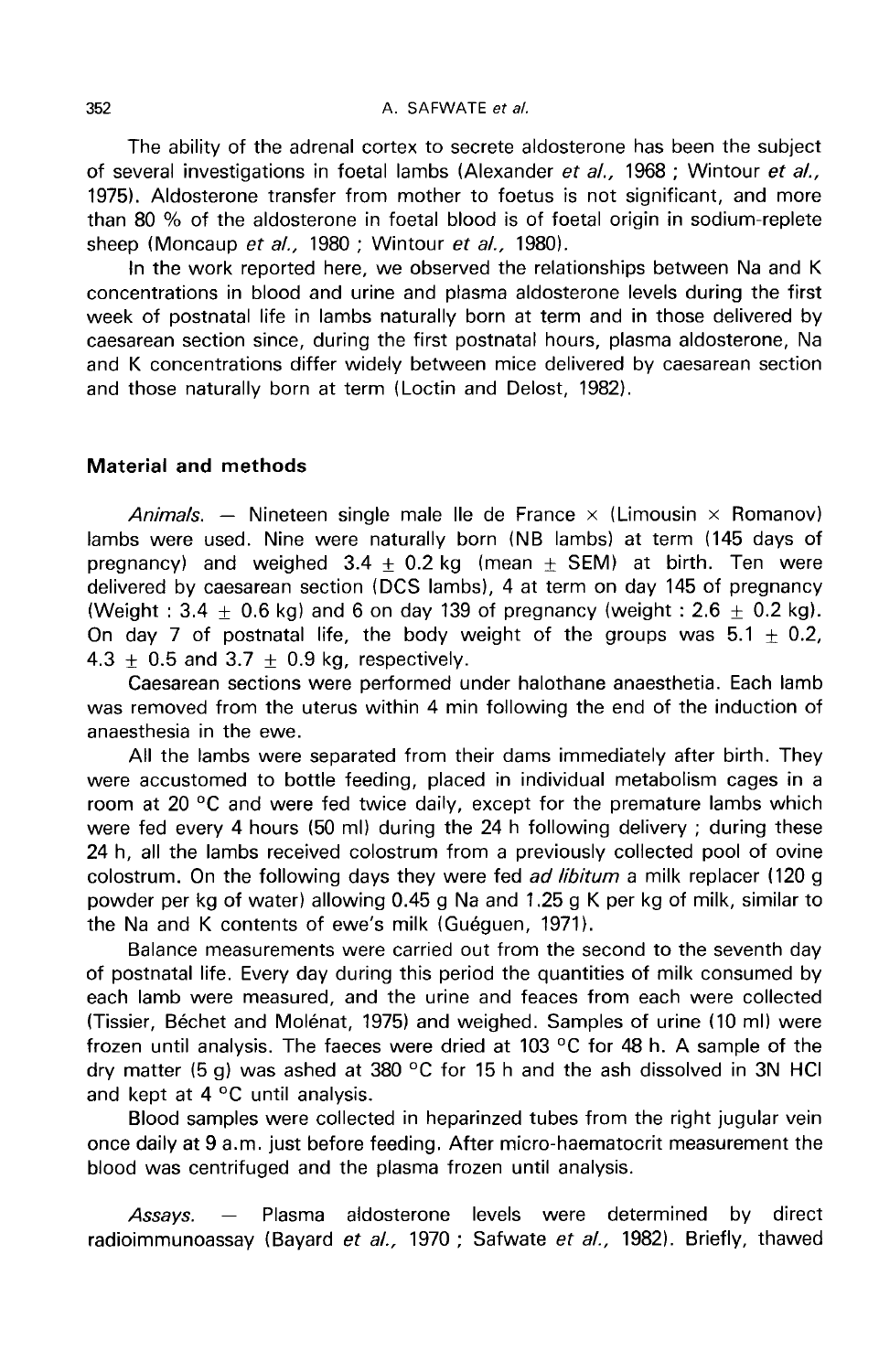The ability of the adrenal cortex to secrete aldosterone has been the subject of several investigations in foetal lambs (Alexander *et al.*, 1968 ; Wintour *et al.*, 1975). Aldosterone transfer from mother to foetus is not significant, and more than 80 % of the aldosterone in foetal blood is of foetal origin in sodium-replete sheep (Moncaup *et al.*, 1980 ; Wintour *et al.*, 1980).

In the work reported here, we observed the relationships between Na and K concentrations in blood and urine and plasma aldosterone levels during the first week of postnatal life in lambs naturally born at term and in those delivered by caesarean section since, during the first postnatal hours, plasma aldosterone, Na and K concentrations differ widely between mice delivered by caesarean section and those naturally born at term (Loctin and Delost, 1982).

## Material and methods

*Animals.* — Nineteen single male Ile de France × (Limousin × Romanov) lambs were used. Nine were naturally born (NB lambs) at term (145 days of pregnancy) and weighed 3.4 ± 0.2 kg (mean ± SEM) at birth. Ten were delivered by caesarean section (DCS lambs), 4 at term on day 145 of pregnancy (Weight : 3.4 ± 0.6 kg) and 6 on day 139 of pregnancy (weight : 2.6 ± 0.2 kg). On day 7 of postnatal life, the body weight of the groups was 5.1 ± 0.2, 4.3 ± 0.5 and 3.7 ± 0.9 kg, respectively.

Caesarean sections were performed under halothane anaesthetia. Each lamb was removed from the uterus within 4 min following the end of the induction of anaesthesia in the ewe.

All the lambs were separated from their dams immediately after birth. They were accustomed to bottle feeding, placed in individual metabolism cages in a room at 20 °C and were fed twice daily, except for the premature lambs which were fed every 4 hours (50 ml) during the 24 h following delivery ; during these 24 h, all the lambs received colostrum from a previously collected pool of ovine colostrum. On the following days they were fed *ad libitum* a milk replacer (120 g powder per kg of water) allowing 0.45 g Na and 1.25 g K per kg of milk, similar to the Na and K contents of ewe's milk (Guéguen, 1971).

Balance measurements were carried out from the second to the seventh day of postnatal life. Every day during this period the quantities of milk consumed by each lamb were measured, and the urine and faeces from each were collected (Tissier, Béchet and Molénat, 1975) and weighed. Samples of urine (10 ml) were frozen until analysis. The faeces were dried at 103 °C for 48 h. A sample of the dry matter (5 g) was ashed at 380 °C for 15 h and the ash dissolved in 3N HCl and kept at 4 °C until analysis.

Blood samples were collected in heparinzed tubes from the right jugular vein once daily at 9 a.m. just before feeding. After micro-haematocrit measurement the blood was centrifuged and the plasma frozen until analysis.

*Assays.* — Plasma aldosterone levels were determined by direct radioimmunoassay (Bayard *et al.*, 1970 ; Safwate *et al.*, 1982). Briefly, thawed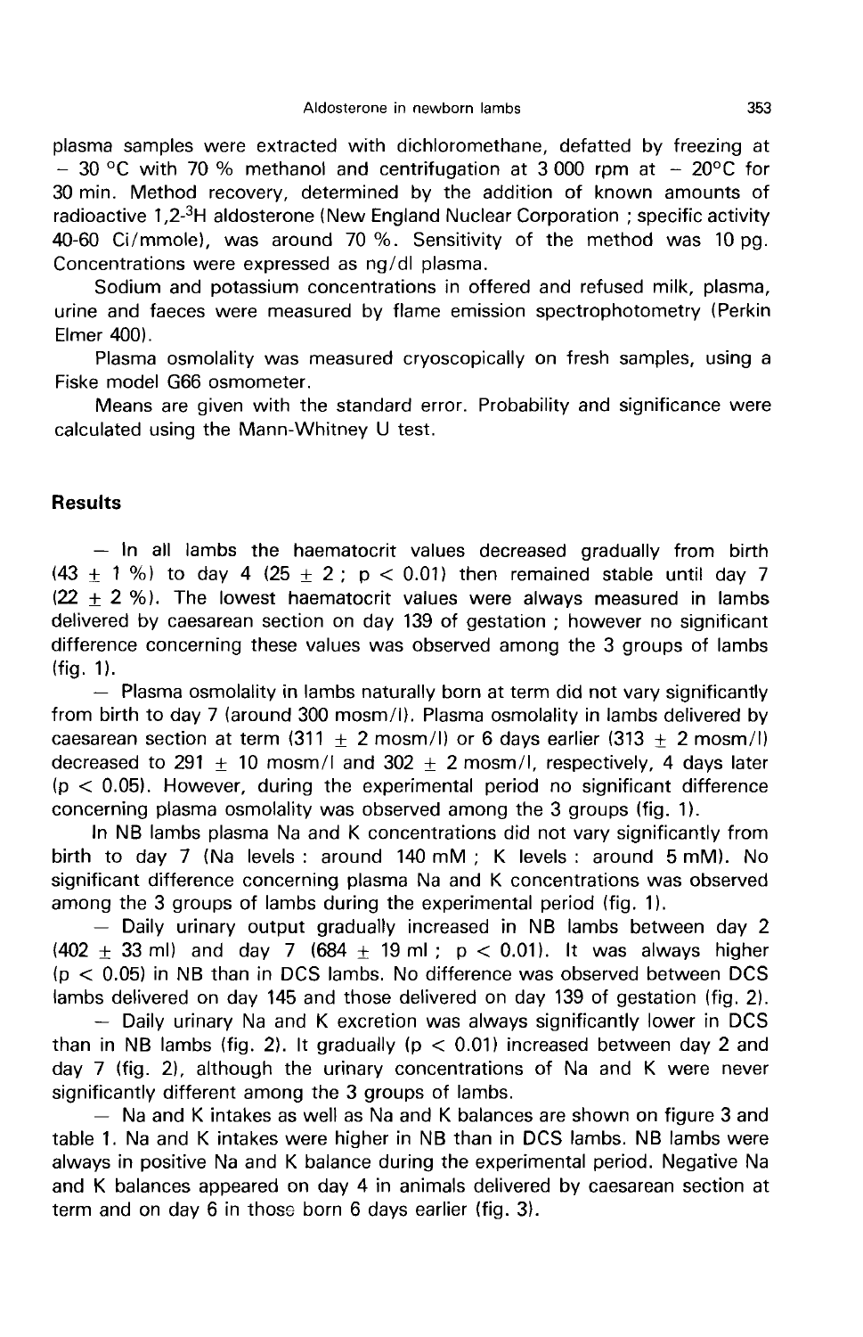plasma samples were extracted with dichloromethane, defatted by freezing at − 30 °C with 70 % methanol and centrifugation at 3 000 rpm at − 20°C for 30 min. Method recovery, determined by the addition of known amounts of radioactive 1,2-$^{3}$H aldosterone (New England Nuclear Corporation ; specific activity 40-60 Ci/mmole), was around 70 %. Sensitivity of the method was 10 pg. Concentrations were expressed as ng/dl plasma.

Sodium and potassium concentrations in offered and refused milk, plasma, urine and faeces were measured by flame emission spectrophotometry (Perkin Elmer 400).

Plasma osmolality was measured cryoscopically on fresh samples, using a Fiske model G66 osmometer.

Means are given with the standard error. Probability and significance were calculated using the Mann-Whitney U test.

## Results

— In all lambs the haematocrit values decreased gradually from birth (43 ± 1 %) to day 4 (25 ± 2 ; $p < 0.01$) then remained stable until day 7 (22 ± 2 %). The lowest haematocrit values were always measured in lambs delivered by caesarean section on day 139 of gestation ; however no significant difference concerning these values was observed among the 3 groups of lambs (fig. 1).

— Plasma osmolality in lambs naturally born at term did not vary significantly from birth to day 7 (around 300 mosm/l). Plasma osmolality in lambs delivered by caesarean section at term (311 ± 2 mosm/l) or 6 days earlier (313 ± 2 mosm/l) decreased to 291 ± 10 mosm/l and 302 ± 2 mosm/l, respectively, 4 days later ($p < 0.05$). However, during the experimental period no significant difference concerning plasma osmolality was observed among the 3 groups (fig. 1).

In NB lambs plasma Na and K concentrations did not vary significantly from birth to day 7 (Na levels : around 140 mM ; K levels : around 5 mM). No significant difference concerning plasma Na and K concentrations was observed among the 3 groups of lambs during the experimental period (fig. 1).

— Daily urinary output gradually increased in NB lambs between day 2 (402 ± 33 ml) and day 7 (684 ± 19 ml ; $p < 0.01$). It was always higher ($p < 0.05$) in NB than in DCS lambs. No difference was observed between DCS lambs delivered on day 145 and those delivered on day 139 of gestation (fig. 2).

— Daily urinary Na and K excretion was always significantly lower in DCS than in NB lambs (fig. 2). It gradually ($p < 0.01$) increased between day 2 and day 7 (fig. 2), although the urinary concentrations of Na and K were never significantly different among the 3 groups of lambs.

— Na and K intakes as well as Na and K balances are shown on figure 3 and table 1. Na and K intakes were higher in NB than in DCS lambs. NB lambs were always in positive Na and K balance during the experimental period. Negative Na and K balances appeared on day 4 in animals delivered by caesarean section at term and on day 6 in those born 6 days earlier (fig. 3).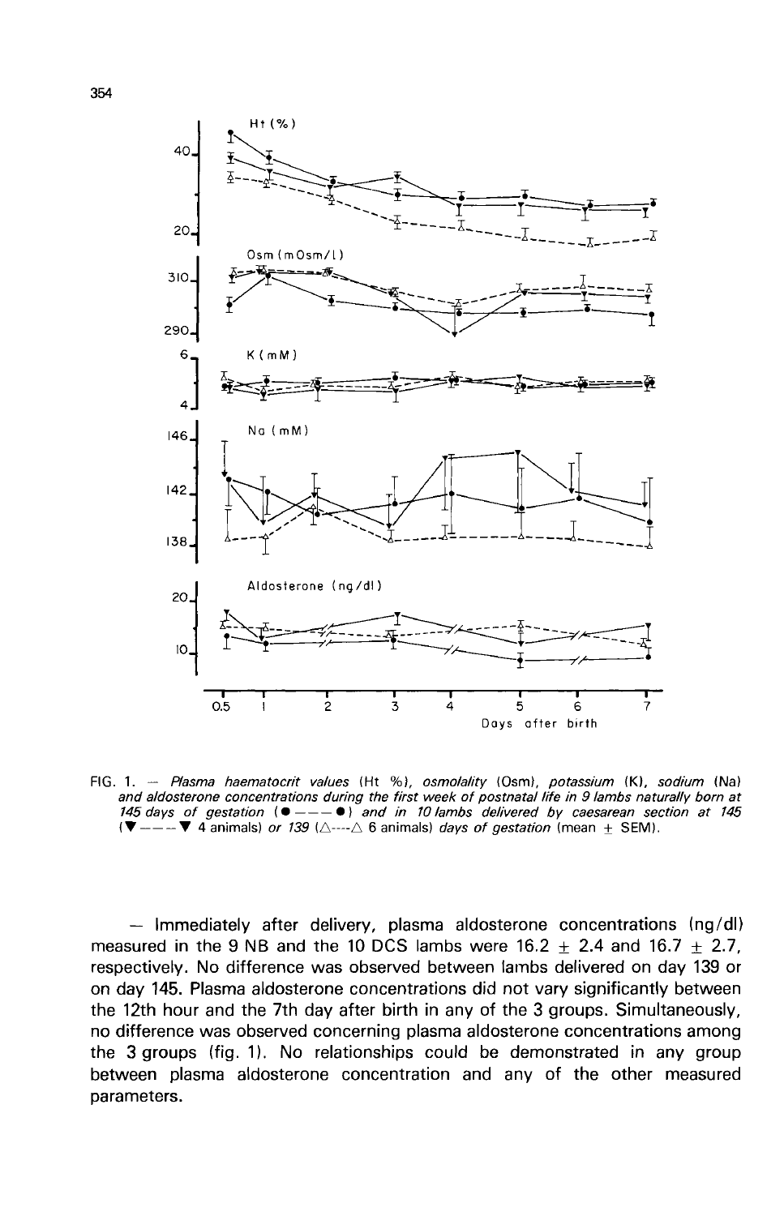FIG. 1. — *Plasma haematocrit values* (Ht %), *osmolality* (Osm), *potassium* (K), *sodium* (Na) *and aldosterone concentrations during the first week of postnatal life in 9 lambs naturally born at 145 days of gestation* (● — — — ●) *and in 10 lambs delivered by caesarean section at 145* (▼ — — — ▼ 4 animals) *or 139* (△----△ 6 animals) *days of gestation* (mean ± SEM).

— Immediately after delivery, plasma aldosterone concentrations (ng/dl) measured in the 9 NB and the 10 DCS lambs were 16.2 ± 2.4 and 16.7 ± 2.7, respectively. No difference was observed between lambs delivered on day 139 or on day 145. Plasma aldosterone concentrations did not vary significantly between the 12th hour and the 7th day after birth in any of the 3 groups. Simultaneously, no difference was observed concerning plasma aldosterone concentrations among the 3 groups (fig. 1). No relationships could be demonstrated in any group between plasma aldosterone concentration and any of the other measured parameters.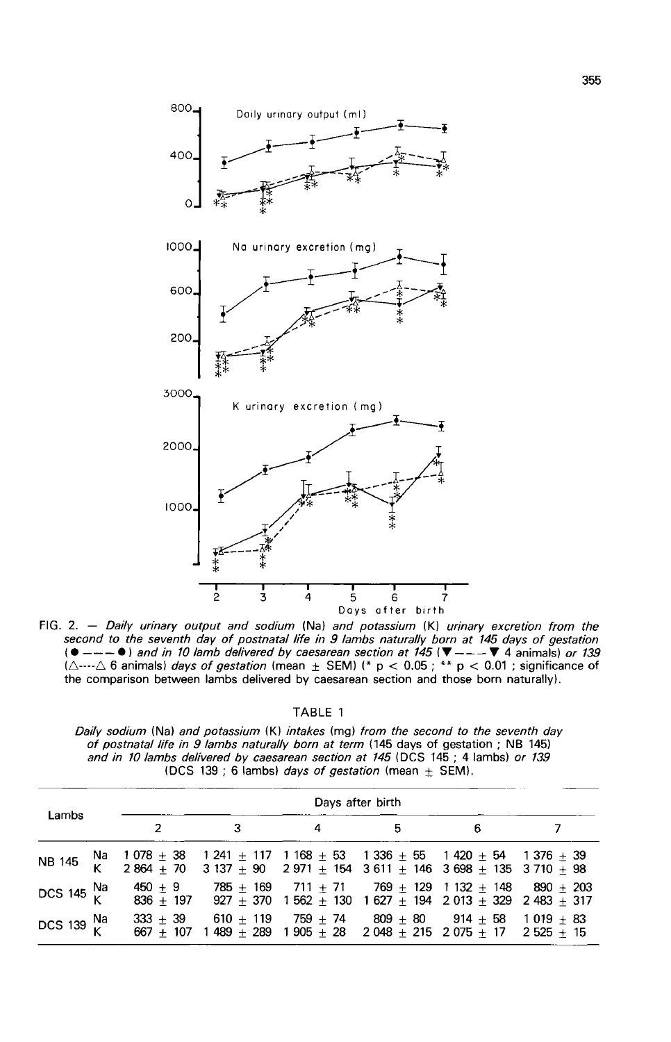FIG. 2. — *Daily urinary output and sodium* (Na) *and potassium* (K) *urinary excretion from the second to the seventh day of postnatal life in 9 lambs naturally born at 145 days of gestation* (● — — — ●) *and in 10 lamb delivered by caesarean section at 145* (▼ — — — ▼ 4 animals) *or 139* (△----△ 6 animals) *days of gestation* (mean ± SEM) (* $p < 0.05$ ; ** $p < 0.01$ ; significance of the comparison between lambs delivered by caesarean section and those born naturally).

TABLE 1

*Daily sodium* (Na) *and potassium* (K) *intakes* (mg) *from the second to the seventh day of postnatal life in 9 lambs naturally born at term* (145 days of gestation ; NB 145) *and in 10 lambs delivered by caesarean section at 145* (DCS 145 ; 4 lambs) *or 139* (DCS 139 ; 6 lambs) *days of gestation* (mean ± SEM).

| Lambs | | Days after birth | | | | | |
|---|---|---|---|---|---|---|---|
| | | 2 | 3 | 4 | 5 | 6 | 7 |
| NB 145 | Na | 1 078 ± 38 | 1 241 ± 117 | 1 168 ± 53 | 1 336 ± 55 | 1 420 ± 54 | 1 376 ± 39 |
| | K | 2 864 ± 70 | 3 137 ± 90 | 2 971 ± 154 | 3 611 ± 146 | 3 698 ± 135 | 3 710 ± 98 |
| DCS 145 | Na | 450 ± 9 | 785 ± 169 | 711 ± 71 | 769 ± 129 | 1 132 ± 148 | 890 ± 203 |
| | K | 836 ± 197 | 927 ± 370 | 1 562 ± 130 | 1 627 ± 194 | 2 013 ± 329 | 2 483 ± 317 |
| DCS 139 | Na | 333 ± 39 | 610 ± 119 | 759 ± 74 | 809 ± 80 | 914 ± 58 | 1 019 ± 83 |
| | K | 667 ± 107 | 1 489 ± 289 | 1 905 ± 28 | 2 048 ± 215 | 2 075 ± 17 | 2 525 ± 15 |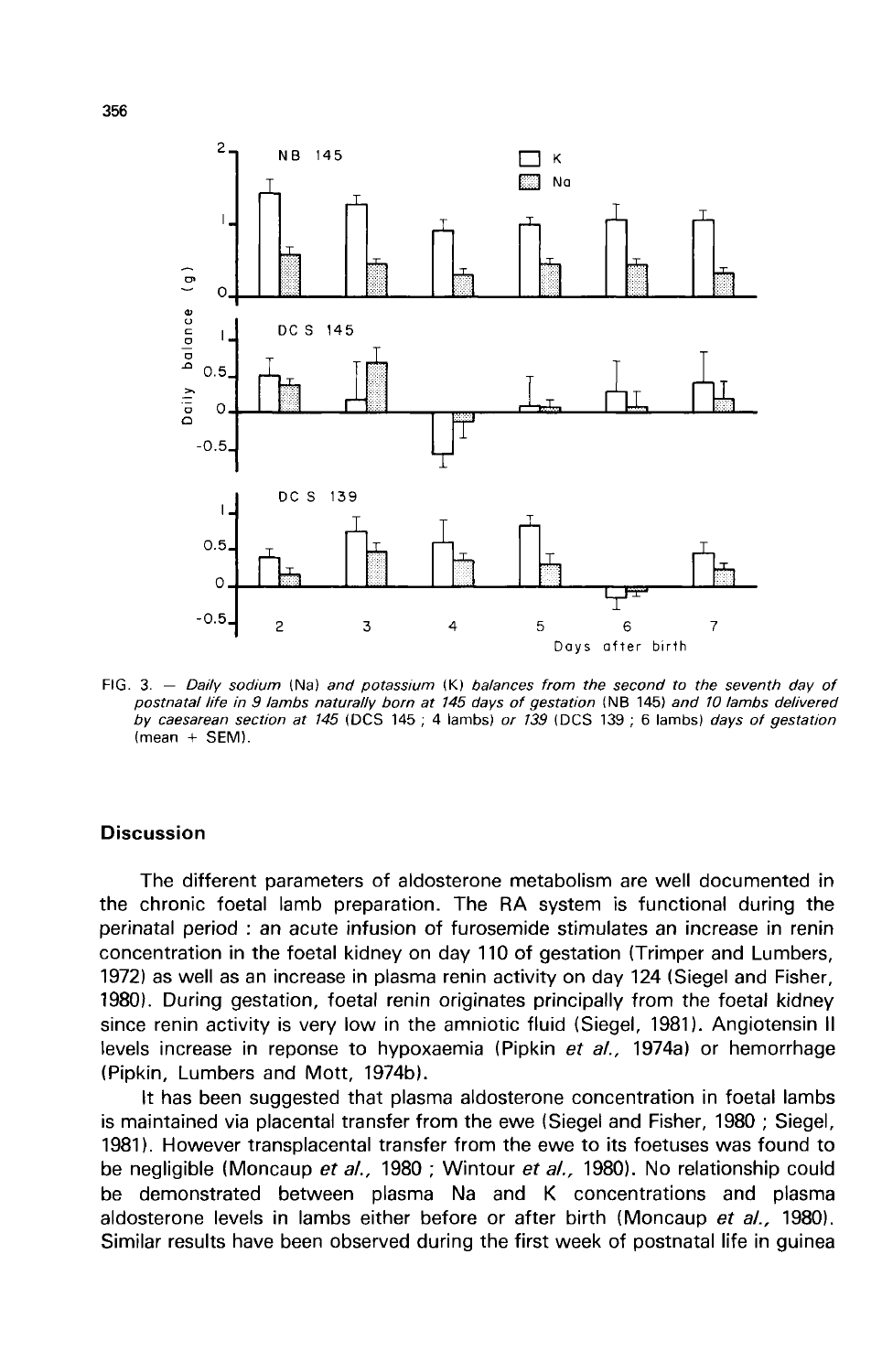FIG. 3. — *Daily sodium* (Na) *and potassium* (K) *balances from the second to the seventh day of postnatal life in 9 lambs naturally born at 145 days of gestation* (NB 145) *and 10 lambs delivered by caesarean section at 145* (DCS 145 ; 4 lambs) *or 139* (DCS 139 ; 6 lambs) *days of gestation* (mean + SEM).

## Discussion

The different parameters of aldosterone metabolism are well documented in the chronic foetal lamb preparation. The RA system is functional during the perinatal period : an acute infusion of furosemide stimulates an increase in renin concentration in the foetal kidney on day 110 of gestation (Trimper and Lumbers, 1972) as well as an increase in plasma renin activity on day 124 (Siegel and Fisher, 1980). During gestation, foetal renin originates principally from the foetal kidney since renin activity is very low in the amniotic fluid (Siegel, 1981). Angiotensin II levels increase in reponse to hypoxaemia (Pipkin *et al.,* 1974a) or hemorrhage (Pipkin, Lumbers and Mott, 1974b).

It has been suggested that plasma aldosterone concentration in foetal lambs is maintained via placental transfer from the ewe (Siegel and Fisher, 1980 ; Siegel, 1981). However transplacental transfer from the ewe to its foetuses was found to be negligible (Moncaup *et al.,* 1980 ; Wintour *et al.,* 1980). No relationship could be demonstrated between plasma Na and K concentrations and plasma aldosterone levels in lambs either before or after birth (Moncaup *et al.,* 1980). Similar results have been observed during the first week of postnatal life in guinea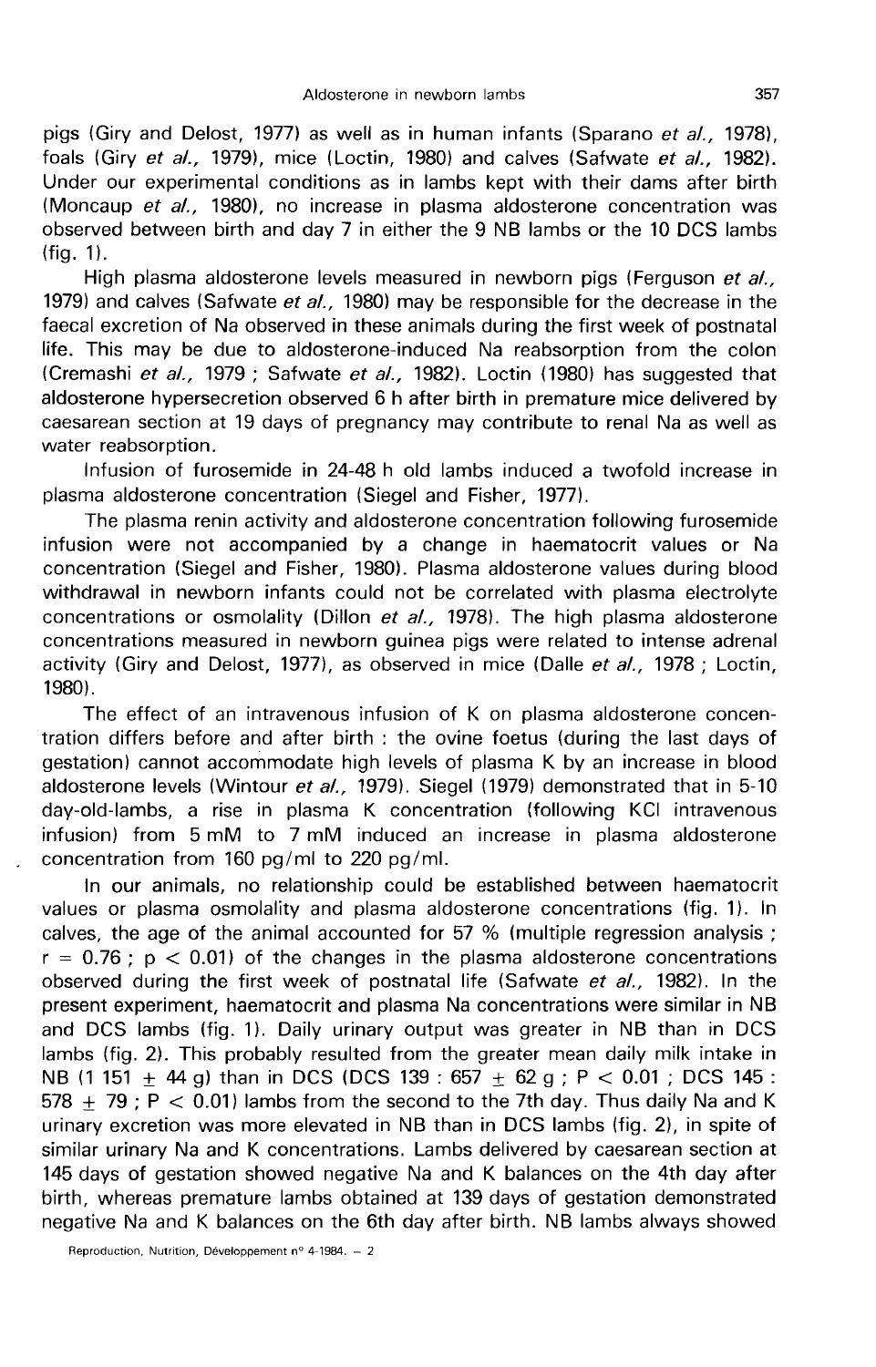pigs (Giry and Delost, 1977) as well as in human infants (Sparano *et al.*, 1978), foals (Giry *et al.*, 1979), mice (Loctin, 1980) and calves (Safwate *et al.*, 1982). Under our experimental conditions as in lambs kept with their dams after birth (Moncaup *et al.*, 1980), no increase in plasma aldosterone concentration was observed between birth and day 7 in either the 9 NB lambs or the 10 DCS lambs (fig. 1).

High plasma aldosterone levels measured in newborn pigs (Ferguson *et al.*, 1979) and calves (Safwate *et al.*, 1980) may be responsible for the decrease in the faecal excretion of Na observed in these animals during the first week of postnatal life. This may be due to aldosterone-induced Na reabsorption from the colon (Cremashi *et al.*, 1979 ; Safwate *et al.*, 1982). Loctin (1980) has suggested that aldosterone hypersecretion observed 6 h after birth in premature mice delivered by caesarean section at 19 days of pregnancy may contribute to renal Na as well as water reabsorption.

Infusion of furosemide in 24-48 h old lambs induced a twofold increase in plasma aldosterone concentration (Siegel and Fisher, 1977).

The plasma renin activity and aldosterone concentration following furosemide infusion were not accompanied by a change in haematocrit values or Na concentration (Siegel and Fisher, 1980). Plasma aldosterone values during blood withdrawal in newborn infants could not be correlated with plasma electrolyte concentrations or osmolality (Dillon *et al.*, 1978). The high plasma aldosterone concentrations measured in newborn guinea pigs were related to intense adrenal activity (Giry and Delost, 1977), as observed in mice (Dalle *et al.*, 1978 ; Loctin, 1980).

The effect of an intravenous infusion of K on plasma aldosterone concentration differs before and after birth : the ovine foetus (during the last days of gestation) cannot accommodate high levels of plasma K by an increase in blood aldosterone levels (Wintour *et al.*, 1979). Siegel (1979) demonstrated that in 5-10 day-old-lambs, a rise in plasma K concentration (following KCl intravenous infusion) from 5 mM to 7 mM induced an increase in plasma aldosterone concentration from 160 pg/ml to 220 pg/ml.

In our animals, no relationship could be established between haematocrit values or plasma osmolality and plasma aldosterone concentrations (fig. 1). In calves, the age of the animal accounted for 57 % (multiple regression analysis ; $r = 0.76$ ; $p < 0.01$) of the changes in the plasma aldosterone concentrations observed during the first week of postnatal life (Safwate *et al.*, 1982). In the present experiment, haematocrit and plasma Na concentrations were similar in NB and DCS lambs (fig. 1). Daily urinary output was greater in NB than in DCS lambs (fig. 2). This probably resulted from the greater mean daily milk intake in NB (1 151 $\pm$ 44 g) than in DCS (DCS 139 : 657 $\pm$ 62 g ; $P < 0.01$ ; DCS 145 : 578 $\pm$ 79 ; $P < 0.01$) lambs from the second to the 7th day. Thus daily Na and K urinary excretion was more elevated in NB than in DCS lambs (fig. 2), in spite of similar urinary Na and K concentrations. Lambs delivered by caesarean section at 145 days of gestation showed negative Na and K balances on the 4th day after birth, whereas premature lambs obtained at 139 days of gestation demonstrated negative Na and K balances on the 6th day after birth. NB lambs always showed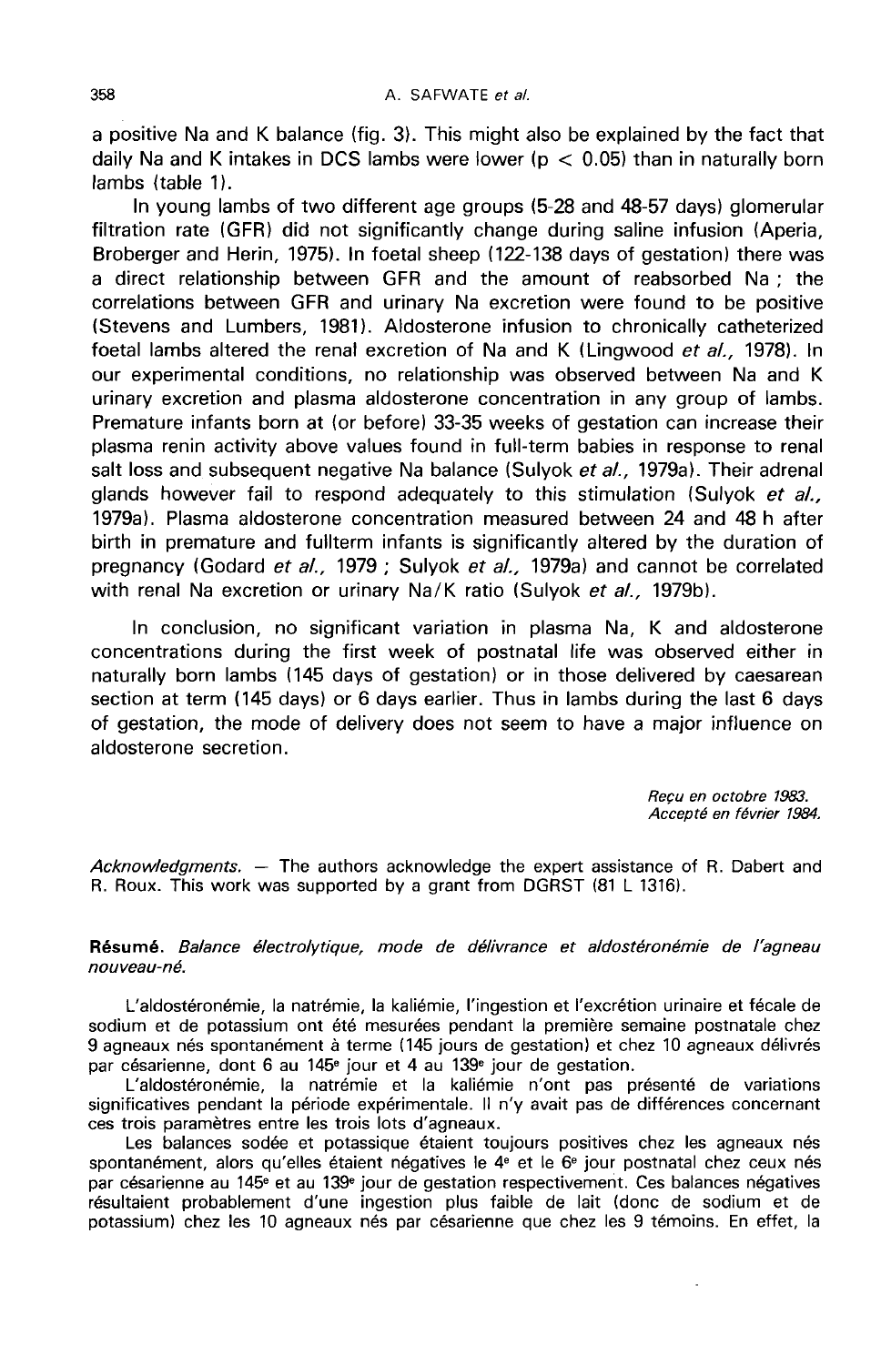a positive Na and K balance (fig. 3). This might also be explained by the fact that daily Na and K intakes in DCS lambs were lower ($p < 0.05$) than in naturally born lambs (table 1).

In young lambs of two different age groups (5-28 and 48-57 days) glomerular filtration rate (GFR) did not significantly change during saline infusion (Aperia, Broberger and Herin, 1975). In foetal sheep (122-138 days of gestation) there was a direct relationship between GFR and the amount of reabsorbed Na ; the correlations between GFR and urinary Na excretion were found to be positive (Stevens and Lumbers, 1981). Aldosterone infusion to chronically catheterized foetal lambs altered the renal excretion of Na and K (Lingwood *et al.*, 1978). In our experimental conditions, no relationship was observed between Na and K urinary excretion and plasma aldosterone concentration in any group of lambs. Premature infants born at (or before) 33-35 weeks of gestation can increase their plasma renin activity above values found in full-term babies in response to renal salt loss and subsequent negative Na balance (Sulyok *et al.*, 1979a). Their adrenal glands however fail to respond adequately to this stimulation (Sulyok *et al.*, 1979a). Plasma aldosterone concentration measured between 24 and 48 h after birth in premature and fullterm infants is significantly altered by the duration of pregnancy (Godard *et al.*, 1979 ; Sulyok *et al.*, 1979a) and cannot be correlated with renal Na excretion or urinary Na/K ratio (Sulyok *et al.*, 1979b).

In conclusion, no significant variation in plasma Na, K and aldosterone concentrations during the first week of postnatal life was observed either in naturally born lambs (145 days of gestation) or in those delivered by caesarean section at term (145 days) or 6 days earlier. Thus in lambs during the last 6 days of gestation, the mode of delivery does not seem to have a major influence on aldosterone secretion.

*Reçu en octobre 1983.*
*Accepté en février 1984.*

*Acknowledgments.* — The authors acknowledge the expert assistance of R. Dabert and R. Roux. This work was supported by a grant from DGRST (81 L 1316).

**Résumé.** *Balance électrolytique, mode de délivrance et aldostéronémie de l'agneau nouveau-né.*

L'aldostéronémie, la natrémie, la kaliémie, l'ingestion et l'excrétion urinaire et fécale de sodium et de potassium ont été mesurées pendant la première semaine postnatale chez 9 agneaux nés spontanément à terme (145 jours de gestation) et chez 10 agneaux délivrés par césarienne, dont 6 au 145$^{e}$ jour et 4 au 139$^{e}$ jour de gestation.

L'aldostéronémie, la natrémie et la kaliémie n'ont pas présenté de variations significatives pendant la période expérimentale. Il n'y avait pas de différences concernant ces trois paramètres entre les trois lots d'agneaux.

Les balances sodée et potassique étaient toujours positives chez les agneaux nés spontanément, alors qu'elles étaient négatives le 4$^{e}$ et le 6$^{e}$ jour postnatal chez ceux nés par césarienne au 145$^{e}$ et au 139$^{e}$ jour de gestation respectivement. Ces balances négatives résultaient probablement d'une ingestion plus faible de lait (donc de sodium et de potassium) chez les 10 agneaux nés par césarienne que chez les 9 témoins. En effet, la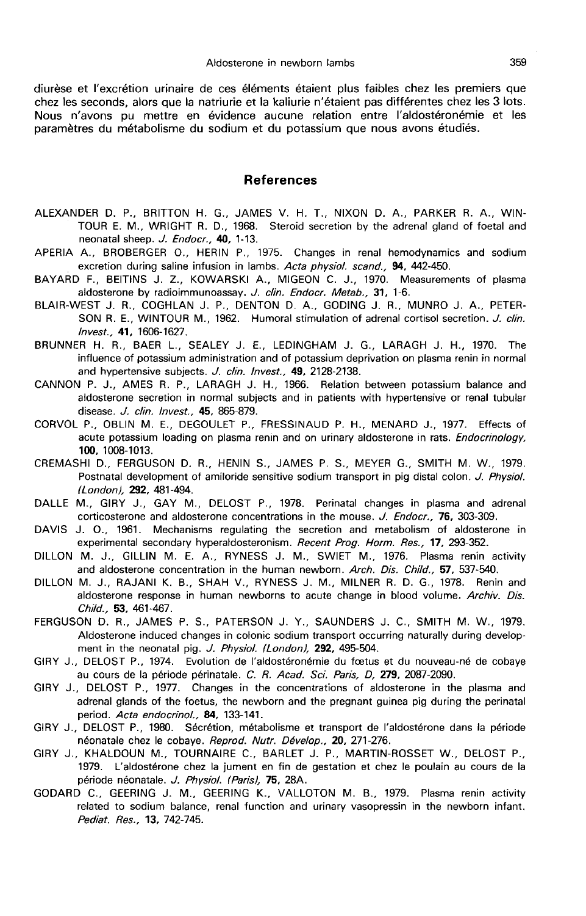diurèse et l'excrétion urinaire de ces éléments étaient plus faibles chez les premiers que chez les seconds, alors que la natriurie et la kaliurie n'étaient pas différentes chez les 3 lots. Nous n'avons pu mettre en évidence aucune relation entre l'aldostéronémie et les paramètres du métabolisme du sodium et du potassium que nous avons étudiés.

## References

ALEXANDER D. P., BRITTON H. G., JAMES V. H. T., NIXON D. A., PARKER R. A., WINTOUR E. M., WRIGHT R. D., 1968. Steroid secretion by the adrenal gland of foetal and neonatal sheep. *J. Endocr.*, **40**, 1-13.

APERIA A., BROBERGER O., HERIN P., 1975. Changes in renal hemodynamics and sodium excretion during saline infusion in lambs. *Acta physiol. scand.*, **94**, 442-450.

BAYARD F., BEITINS J. Z., KOWARSKI A., MIGEON C. J., 1970. Measurements of plasma aldosterone by radioimmunoassay. *J. clin. Endocr. Metab.*, **31**, 1-6.

BLAIR-WEST J. R., COGHLAN J. P., DENTON D. A., GODING J. R., MUNRO J. A., PETERSON R. E., WINTOUR M., 1962. Humoral stimulation of adrenal cortisol secretion. *J. clin. Invest.*, **41**, 1606-1627.

BRUNNER H. R., BAER L., SEALEY J. E., LEDINGHAM J. G., LARAGH J. H., 1970. The influence of potassium administration and of potassium deprivation on plasma renin in normal and hypertensive subjects. *J. clin. Invest.*, **49**, 2128-2138.

CANNON P. J., AMES R. P., LARAGH J. H., 1966. Relation between potassium balance and aldosterone secretion in normal subjects and in patients with hypertensive or renal tubular disease. *J. clin. Invest.*, **45**, 865-879.

CORVOL P., OBLIN M. E., DEGOULET P., FRESSINAUD P. H., MENARD J., 1977. Effects of acute potassium loading on plasma renin and on urinary aldosterone in rats. *Endocrinology*, **100**, 1008-1013.

CREMASHI D., FERGUSON D. R., HENIN S., JAMES P. S., MEYER G., SMITH M. W., 1979. Postnatal development of amiloride sensitive sodium transport in pig distal colon. *J. Physiol. (London)*, **292**, 481-494.

DALLE M., GIRY J., GAY M., DELOST P., 1978. Perinatal changes in plasma and adrenal corticosterone and aldosterone concentrations in the mouse. *J. Endocr.*, **76**, 303-309.

DAVIS J. O., 1961. Mechanisms regulating the secretion and metabolism of aldosterone in experimental secondary hyperaldosteronism. *Recent Prog. Horm. Res.*, **17**, 293-352.

DILLON M. J., GILLIN M. E. A., RYNESS J. M., SWIET M., 1976. Plasma renin activity and aldosterone concentration in the human newborn. *Arch. Dis. Child.*, **57**, 537-540.

DILLON M. J., RAJANI K. B., SHAH V., RYNESS J. M., MILNER R. D. G., 1978. Renin and aldosterone response in human newborns to acute change in blood volume. *Archiv. Dis. Child.*, **53**, 461-467.

FERGUSON D. R., JAMES P. S., PATERSON J. Y., SAUNDERS J. C., SMITH M. W., 1979. Aldosterone induced changes in colonic sodium transport occurring naturally during development in the neonatal pig. *J. Physiol. (London)*, **292**, 495-504.

GIRY J., DELOST P., 1974. Evolution de l'aldostéronémie du fœtus et du nouveau-né de cobaye au cours de la période périnatale. *C. R. Acad. Sci. Paris, D*, **279**, 2087-2090.

GIRY J., DELOST P., 1977. Changes in the concentrations of aldosterone in the plasma and adrenal glands of the foetus, the newborn and the pregnant guinea pig during the perinatal period. *Acta endocrinol.*, **84**, 133-141.

GIRY J., DELOST P., 1980. Sécrétion, métabolisme et transport de l'aldostérone dans la période néonatale chez le cobaye. *Reprod. Nutr. Dévelop.*, **20**, 271-276.

GIRY J., KHALDOUN M., TOURNAIRE C., BARLET J. P., MARTIN-ROSSET W., DELOST P., 1979. L'aldostérone chez la jument en fin de gestation et chez le poulain au cours de la période néonatale. *J. Physiol. (Paris)*, **75**, 28A.

GODARD C., GEERING J. M., GEERING K., VALLOTON M. B., 1979. Plasma renin activity related to sodium balance, renal function and urinary vasopressin in the newborn infant. *Pediat. Res.*, **13**, 742-745.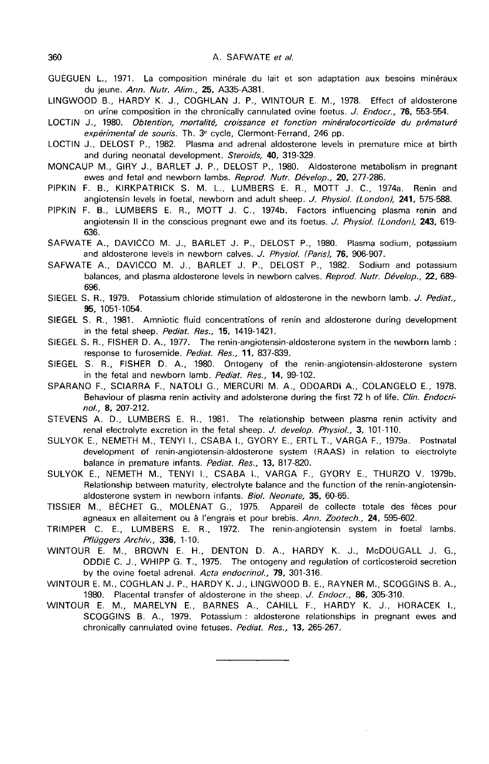GUÉGUEN L., 1971. La composition minérale du lait et son adaptation aux besoins minéraux du jeune. *Ann. Nutr. Alim.*, **25**, A335-A381.

LINGWOOD B., HARDY K. J., COGHLAN J. P., WINTOUR E. M., 1978. Effect of aldosterone on urine composition in the chronically cannulated ovine foetus. *J. Endocr.*, **76**, 553-554.

LOCTIN J., 1980. *Obtention, mortalité, croissance et fonction minéralocorticoïde du prématuré expérimental de souris.* Th. 3[e] cycle, Clermont-Ferrand, 246 pp.

LOCTIN J., DELOST P., 1982. Plasma and adrenal aldosterone levels in premature mice at birth and during neonatal development. *Steroids*, **40**, 319-329.

MONCAUP M., GIRY J., BARLET J. P., DELOST P., 1980. Aldosterone metabolism in pregnant ewes and fetal and newborn lambs. *Reprod. Nutr. Dévelop.*, **20**, 277-286.

PIPKIN F. B., KIRKPATRICK S. M. L., LUMBERS E. R., MOTT J. C., 1974a. Renin and angiotensin levels in foetal, newborn and adult sheep. *J. Physiol. (London)*, **241**, 575-588.

PIPKIN F. B., LUMBERS E. R., MOTT J. C., 1974b. Factors influencing plasma renin and angiotensin II in the conscious pregnant ewe and its foetus. *J. Physiol. (London)*, **243**, 619-636.

SAFWATE A., DAVICCO M. J., BARLET J. P., DELOST P., 1980. Plasma sodium, potassium and aldosterone levels in newborn calves. *J. Physiol. (Paris)*, **76**, 906-907.

SAFWATE A., DAVICCO M. J., BARLET J. P., DELOST P., 1982. Sodium and potassium balances, and plasma aldosterone levels in newborn calves. *Reprod. Nutr. Dévelop.*, **22**, 689-696.

SIEGEL S. R., 1979. Potassium chloride stimulation of aldosterone in the newborn lamb. *J. Pediat.*, **95**, 1051-1054.

SIEGEL S. R., 1981. Amniotic fluid concentrations of renin and aldosterone during development in the fetal sheep. *Pediat. Res.*, **15**, 1419-1421.

SIEGEL S. R., FISHER D. A., 1977. The renin-angiotensin-aldosterone system in the newborn lamb : response to furosemide. *Pediat. Res.*, **11**, 837-839.

SIEGEL S. R., FISHER D. A., 1980. Ontogeny of the renin-angiotensin-aldosterone system in the fetal and newborn lamb. *Pediat. Res.*, **14**, 99-102.

SPARANO F., SCIARRA F., NATOLI G., MERCURI M. A., ODOARDI A., COLANGELO E., 1978. Behaviour of plasma renin activity and adolsterone during the first 72 h of life. *Clin. Endocrinol.*, **8**, 207-212.

STEVENS A. D., LUMBERS E. R., 1981. The relationship between plasma renin activity and renal electrolyte excretion in the fetal sheep. *J. develop. Physiol.*, **3**, 101-110.

SULYOK E., NEMETH M., TENYI I., CSABA I., GYORY E., ERTL T., VARGA F., 1979a. Postnatal development of renin-angiotensin-aldosterone system (RAAS) in relation to electrolyte balance in premature infants. *Pediat. Res.*, **13**, 817-820.

SULYOK E., NEMETH M., TENYI I., CSABA I., VARGA F., GYORY E., THURZO V. 1979b. Relationship between maturity, electrolyte balance and the function of the renin-angiotensin-aldosterone system in newborn infants. *Biol. Neonate*, **35**, 60-65.

TISSIER M., BÉCHET G., MOLÈNAT G., 1975. Appareil de collecte totale des fèces pour agneaux en allaitement ou à l'engrais et pour brebis. *Ann. Zootech.*, **24**, 595-602.

TRIMPER C. E., LUMBERS E. R., 1972. The renin-angiotensin system in foetal lambs. *Pflüggers Archiv.*, **336**, 1-10.

WINTOUR E. M., BROWN E. H., DENTON D. A., HARDY K. J., McDOUGALL J. G., ODDIE C. J., WHIPP G. T., 1975. The ontogeny and regulation of corticosteroid secretion by the ovine foetal adrenal. *Acta endocrinol.*, **79**, 301-316.

WINTOUR E. M., COGHLAN J. P., HARDY K. J., LINGWOOD B. E., RAYNER M., SCOGGINS B. A., 1980. Placental transfer of aldosterone in the sheep. *J. Endocr.*, **86**, 305-310.

WINTOUR E. M., MARELYN E., BARNES A., CAHILL F., HARDY K. J., HORACEK I., SCOGGINS B. A., 1979. Potassium : aldosterone relationships in pregnant ewes and chronically cannulated ovine fetuses. *Pediat. Res.*, **13**, 265-267.